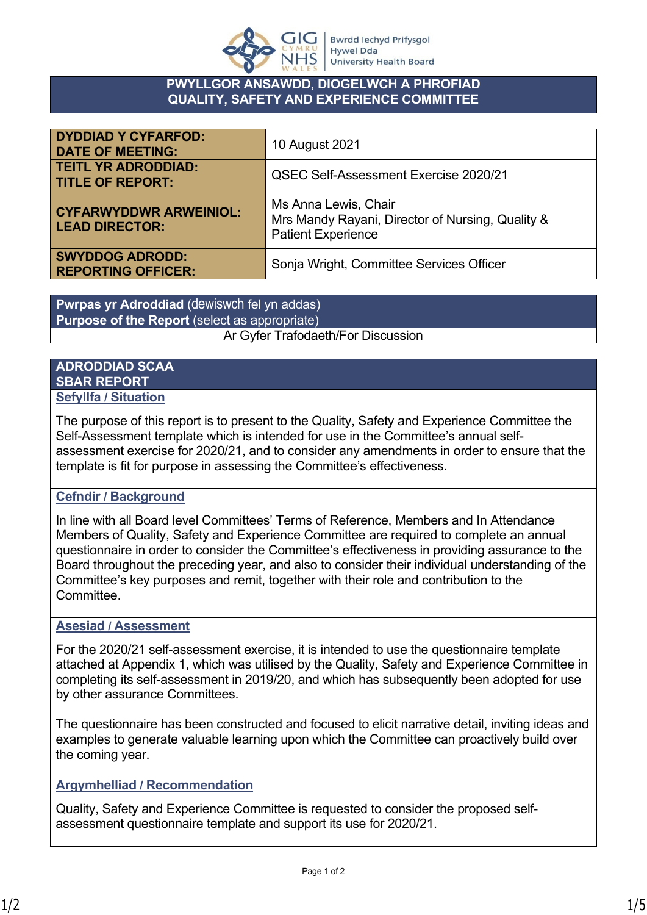# PWYLLGOR ANSAWDD, DIOGELWCH A PHROFIAD
# QUALITY, SAFETY AND EXPERIENCE COMMITTEE

| | |
|---|---|
| **DYDDIAD Y CYFARFOD: DATE OF MEETING:** | 10 August 2021 |
| **TEITL YR ADRODDIAD: TITLE OF REPORT:** | QSEC Self-Assessment Exercise 2020/21 |
| **CYFARWYDDWR ARWEINIOL: LEAD DIRECTOR:** | Ms Anna Lewis, Chair<br>Mrs Mandy Rayani, Director of Nursing, Quality & Patient Experience |
| **SWYDDOG ADRODD: REPORTING OFFICER:** | Sonja Wright, Committee Services Officer |

| **Pwrpas yr Adroddiad** (dewiswch fel yn addas)<br>**Purpose of the Report** (select as appropriate) |
|---|
| Ar Gyfer Trafodaeth/For Discussion |

## ADRODDIAD SCAA
## SBAR REPORT

### Sefyllfa / Situation

The purpose of this report is to present to the Quality, Safety and Experience Committee the Self-Assessment template which is intended for use in the Committee's annual self-assessment exercise for 2020/21, and to consider any amendments in order to ensure that the template is fit for purpose in assessing the Committee's effectiveness.

### Cefndir / Background

In line with all Board level Committees' Terms of Reference, Members and In Attendance Members of Quality, Safety and Experience Committee are required to complete an annual questionnaire in order to consider the Committee's effectiveness in providing assurance to the Board throughout the preceding year, and also to consider their individual understanding of the Committee's key purposes and remit, together with their role and contribution to the Committee.

### Asesiad / Assessment

For the 2020/21 self-assessment exercise, it is intended to use the questionnaire template attached at Appendix 1, which was utilised by the Quality, Safety and Experience Committee in completing its self-assessment in 2019/20, and which has subsequently been adopted for use by other assurance Committees.

The questionnaire has been constructed and focused to elicit narrative detail, inviting ideas and examples to generate valuable learning upon which the Committee can proactively build over the coming year.

### Argymhelliad / Recommendation

Quality, Safety and Experience Committee is requested to consider the proposed self-assessment questionnaire template and support its use for 2020/21.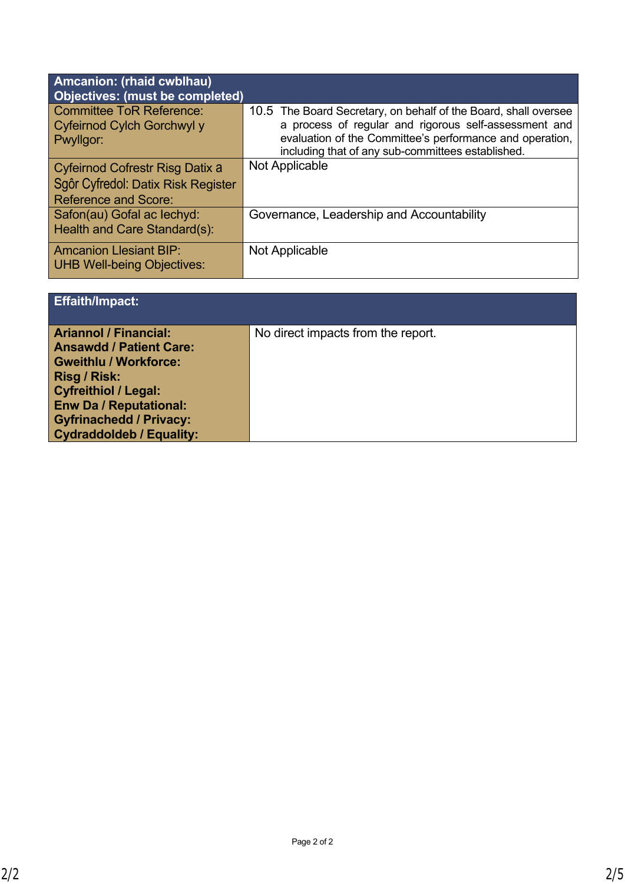| Amcanion: (rhaid cwblhau) Objectives: (must be completed) | |
|---|---|
| Committee ToR Reference: Cyfeirnod Cylch Gorchwyl y Pwyllgor: | 10.5 The Board Secretary, on behalf of the Board, shall oversee a process of regular and rigorous self-assessment and evaluation of the Committee's performance and operation, including that of any sub-committees established. |
| Cyfeirnod Cofrestr Risg Datix a Sgôr Cyfredol: Datix Risk Register Reference and Score: | Not Applicable |
| Safon(au) Gofal ac Iechyd: Health and Care Standard(s): | Governance, Leadership and Accountability |
| Amcanion Llesiant BIP: UHB Well-being Objectives: | Not Applicable |

| Effaith/Impact: | |
|---|---|
| **Ariannol / Financial:** **Ansawdd / Patient Care:** **Gweithlu / Workforce:** **Risg / Risk:** **Cyfreithiol / Legal:** **Enw Da / Reputational:** **Gyfrinachedd / Privacy:** **Cydraddoldeb / Equality:** | No direct impacts from the report. |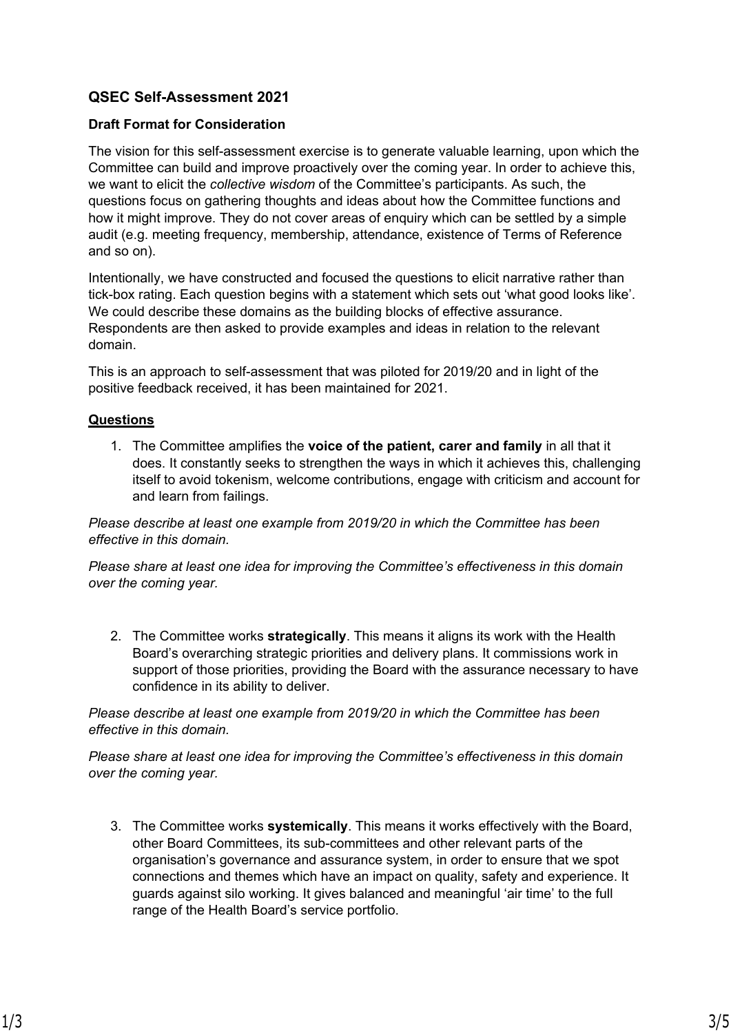## QSEC Self-Assessment 2021

### Draft Format for Consideration

The vision for this self-assessment exercise is to generate valuable learning, upon which the Committee can build and improve proactively over the coming year. In order to achieve this, we want to elicit the *collective wisdom* of the Committee's participants. As such, the questions focus on gathering thoughts and ideas about how the Committee functions and how it might improve. They do not cover areas of enquiry which can be settled by a simple audit (e.g. meeting frequency, membership, attendance, existence of Terms of Reference and so on).

Intentionally, we have constructed and focused the questions to elicit narrative rather than tick-box rating. Each question begins with a statement which sets out 'what good looks like'. We could describe these domains as the building blocks of effective assurance. Respondents are then asked to provide examples and ideas in relation to the relevant domain.

This is an approach to self-assessment that was piloted for 2019/20 and in light of the positive feedback received, it has been maintained for 2021.

**Questions**

1. The Committee amplifies the **voice of the patient, carer and family** in all that it does. It constantly seeks to strengthen the ways in which it achieves this, challenging itself to avoid tokenism, welcome contributions, engage with criticism and account for and learn from failings.

*Please describe at least one example from 2019/20 in which the Committee has been effective in this domain.*

*Please share at least one idea for improving the Committee's effectiveness in this domain over the coming year.*

2. The Committee works **strategically**. This means it aligns its work with the Health Board's overarching strategic priorities and delivery plans. It commissions work in support of those priorities, providing the Board with the assurance necessary to have confidence in its ability to deliver.

*Please describe at least one example from 2019/20 in which the Committee has been effective in this domain.*

*Please share at least one idea for improving the Committee's effectiveness in this domain over the coming year.*

3. The Committee works **systemically**. This means it works effectively with the Board, other Board Committees, its sub-committees and other relevant parts of the organisation's governance and assurance system, in order to ensure that we spot connections and themes which have an impact on quality, safety and experience. It guards against silo working. It gives balanced and meaningful 'air time' to the full range of the Health Board's service portfolio.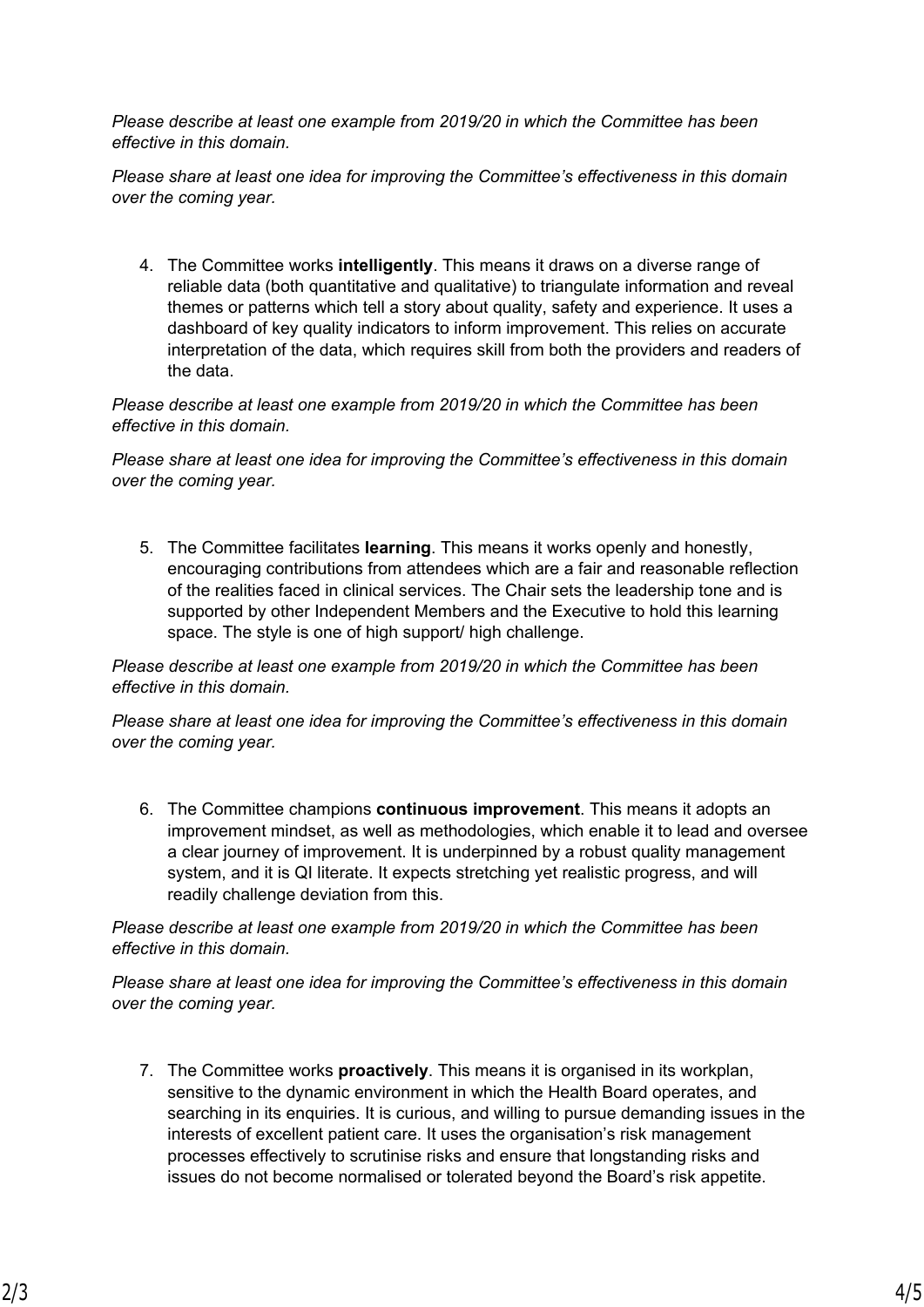*Please describe at least one example from 2019/20 in which the Committee has been effective in this domain.*

*Please share at least one idea for improving the Committee's effectiveness in this domain over the coming year.*

4. The Committee works **intelligently**. This means it draws on a diverse range of reliable data (both quantitative and qualitative) to triangulate information and reveal themes or patterns which tell a story about quality, safety and experience. It uses a dashboard of key quality indicators to inform improvement. This relies on accurate interpretation of the data, which requires skill from both the providers and readers of the data.

*Please describe at least one example from 2019/20 in which the Committee has been effective in this domain.*

*Please share at least one idea for improving the Committee's effectiveness in this domain over the coming year.*

5. The Committee facilitates **learning**. This means it works openly and honestly, encouraging contributions from attendees which are a fair and reasonable reflection of the realities faced in clinical services. The Chair sets the leadership tone and is supported by other Independent Members and the Executive to hold this learning space. The style is one of high support/ high challenge.

*Please describe at least one example from 2019/20 in which the Committee has been effective in this domain.*

*Please share at least one idea for improving the Committee's effectiveness in this domain over the coming year.*

6. The Committee champions **continuous improvement**. This means it adopts an improvement mindset, as well as methodologies, which enable it to lead and oversee a clear journey of improvement. It is underpinned by a robust quality management system, and it is QI literate. It expects stretching yet realistic progress, and will readily challenge deviation from this.

*Please describe at least one example from 2019/20 in which the Committee has been effective in this domain.*

*Please share at least one idea for improving the Committee's effectiveness in this domain over the coming year.*

7. The Committee works **proactively**. This means it is organised in its workplan, sensitive to the dynamic environment in which the Health Board operates, and searching in its enquiries. It is curious, and willing to pursue demanding issues in the interests of excellent patient care. It uses the organisation's risk management processes effectively to scrutinise risks and ensure that longstanding risks and issues do not become normalised or tolerated beyond the Board's risk appetite.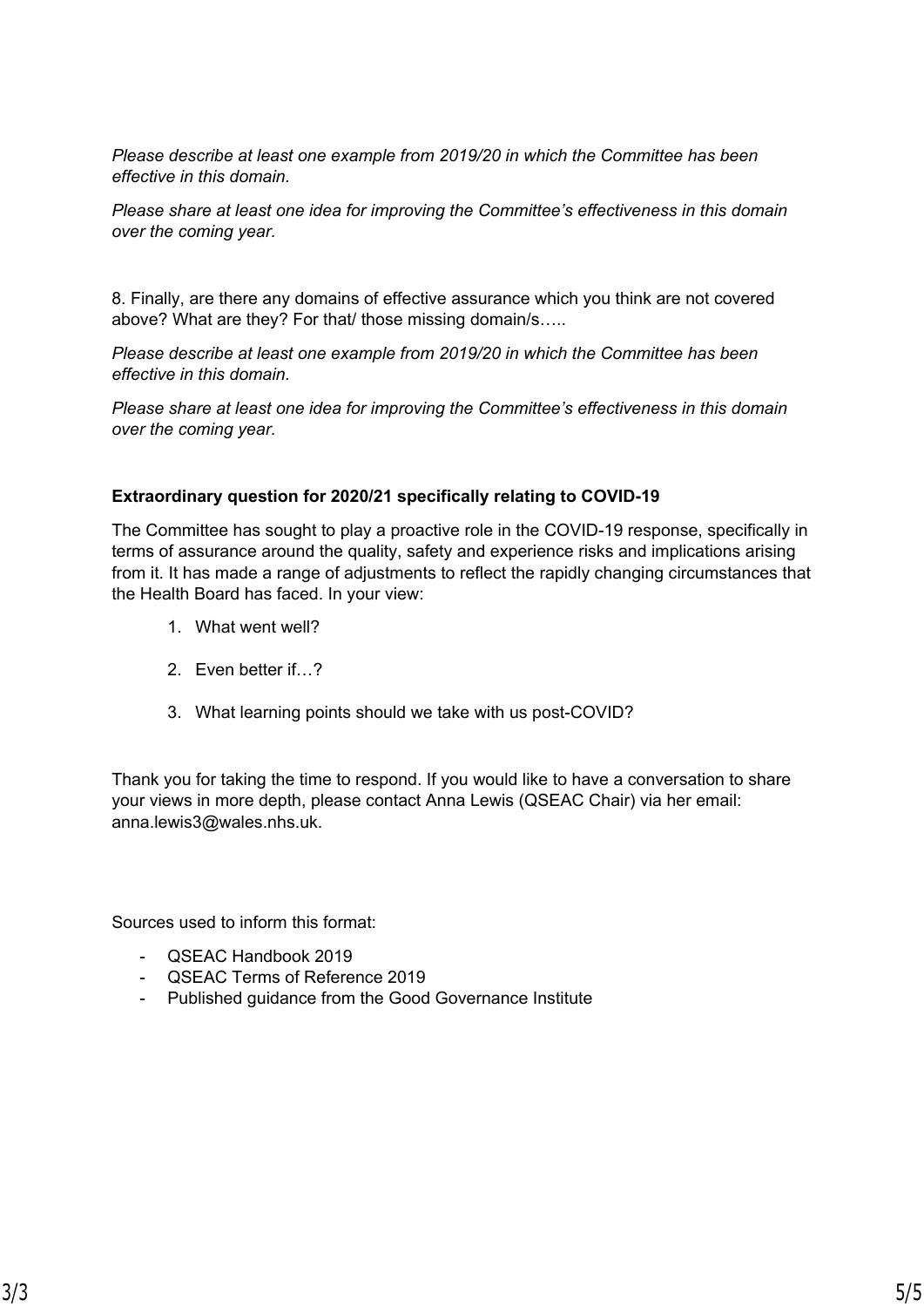*Please describe at least one example from 2019/20 in which the Committee has been effective in this domain.*

*Please share at least one idea for improving the Committee's effectiveness in this domain over the coming year.*

8. Finally, are there any domains of effective assurance which you think are not covered above? What are they? For that/ those missing domain/s…..

*Please describe at least one example from 2019/20 in which the Committee has been effective in this domain.*

*Please share at least one idea for improving the Committee's effectiveness in this domain over the coming year.*

**Extraordinary question for 2020/21 specifically relating to COVID-19**

The Committee has sought to play a proactive role in the COVID-19 response, specifically in terms of assurance around the quality, safety and experience risks and implications arising from it. It has made a range of adjustments to reflect the rapidly changing circumstances that the Health Board has faced. In your view:

1. What went well?
2. Even better if…?
3. What learning points should we take with us post-COVID?

Thank you for taking the time to respond. If you would like to have a conversation to share your views in more depth, please contact Anna Lewis (QSEAC Chair) via her email: anna.lewis3@wales.nhs.uk.

Sources used to inform this format:

- QSEAC Handbook 2019
- QSEAC Terms of Reference 2019
- Published guidance from the Good Governance Institute